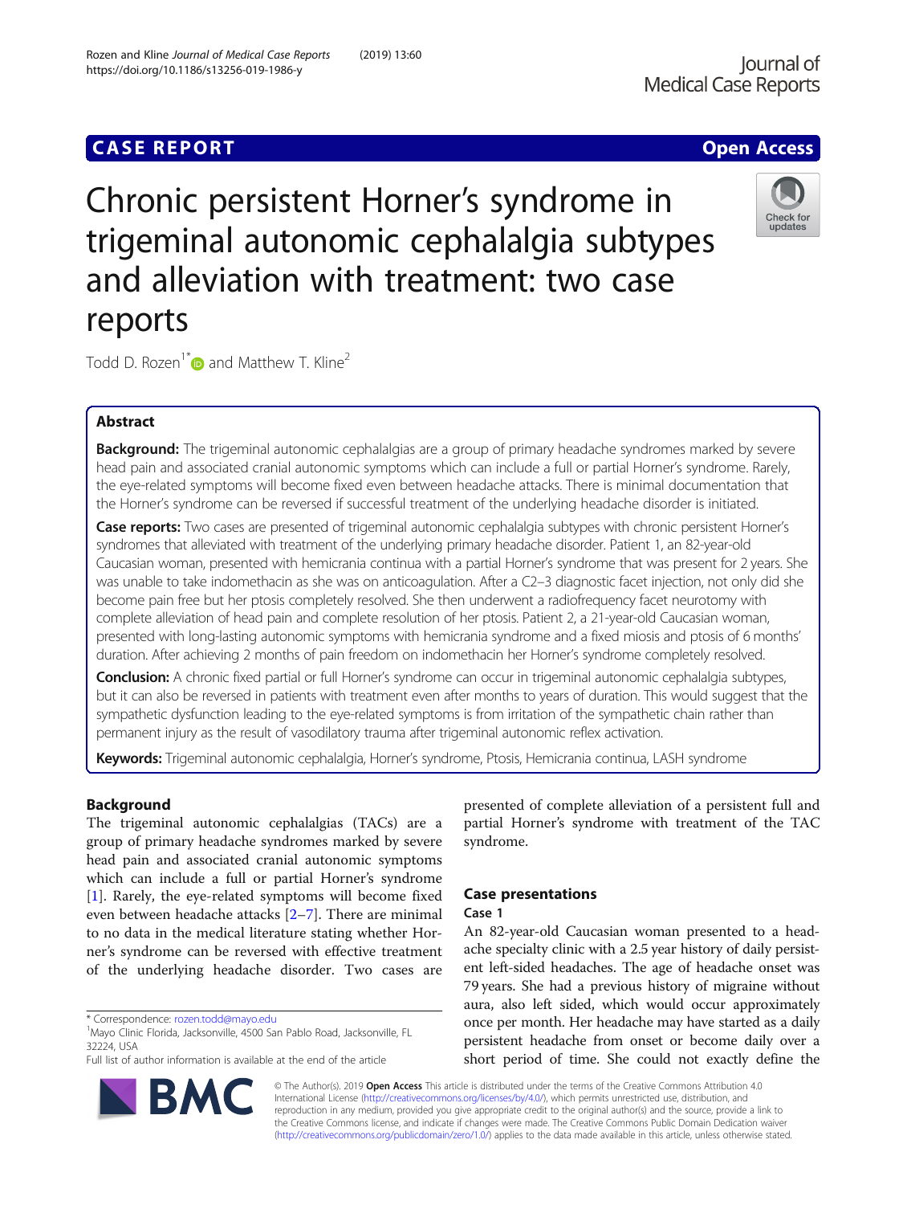# Chronic persistent Horner's syndrome in trigeminal autonomic cephalalgia subtypes and alleviation with treatment: two case reports

Todd D. Rozen[1*] and Matthew T. Kline[2]

## Abstract

**Background:** The trigeminal autonomic cephalalgias are a group of primary headache syndromes marked by severe head pain and associated cranial autonomic symptoms which can include a full or partial Horner's syndrome. Rarely, the eye-related symptoms will become fixed even between headache attacks. There is minimal documentation that the Horner's syndrome can be reversed if successful treatment of the underlying headache disorder is initiated.

**Case reports:** Two cases are presented of trigeminal autonomic cephalalgia subtypes with chronic persistent Horner's syndromes that alleviated with treatment of the underlying primary headache disorder. Patient 1, an 82-year-old Caucasian woman, presented with hemicrania continua with a partial Horner's syndrome that was present for 2 years. She was unable to take indomethacin as she was on anticoagulation. After a C2–3 diagnostic facet injection, not only did she become pain free but her ptosis completely resolved. She then underwent a radiofrequency facet neurotomy with complete alleviation of head pain and complete resolution of her ptosis. Patient 2, a 21-year-old Caucasian woman, presented with long-lasting autonomic symptoms with hemicrania syndrome and a fixed miosis and ptosis of 6 months' duration. After achieving 2 months of pain freedom on indomethacin her Horner's syndrome completely resolved.

**Conclusion:** A chronic fixed partial or full Horner's syndrome can occur in trigeminal autonomic cephalalgia subtypes, but it can also be reversed in patients with treatment even after months to years of duration. This would suggest that the sympathetic dysfunction leading to the eye-related symptoms is from irritation of the sympathetic chain rather than permanent injury as the result of vasodilatory trauma after trigeminal autonomic reflex activation.

**Keywords:** Trigeminal autonomic cephalalgia, Horner's syndrome, Ptosis, Hemicrania continua, LASH syndrome

## Background

The trigeminal autonomic cephalalgias (TACs) are a group of primary headache syndromes marked by severe head pain and associated cranial autonomic symptoms which can include a full or partial Horner's syndrome [1]. Rarely, the eye-related symptoms will become fixed even between headache attacks [2–7]. There are minimal to no data in the medical literature stating whether Horner's syndrome can be reversed with effective treatment of the underlying headache disorder. Two cases are presented of complete alleviation of a persistent full and partial Horner's syndrome with treatment of the TAC syndrome.

## Case presentations

### Case 1

An 82-year-old Caucasian woman presented to a headache specialty clinic with a 2.5 year history of daily persistent left-sided headaches. The age of headache onset was 79 years. She had a previous history of migraine without aura, also left sided, which would occur approximately once per month. Her headache may have started as a daily persistent headache from onset or become daily over a short period of time. She could not exactly define the

\* Correspondence: rozen.todd@mayo.edu
[1]Mayo Clinic Florida, Jacksonville, 4500 San Pablo Road, Jacksonville, FL 32224, USA
Full list of author information is available at the end of the article

© The Author(s). 2019 **Open Access** This article is distributed under the terms of the Creative Commons Attribution 4.0 International License (http://creativecommons.org/licenses/by/4.0/), which permits unrestricted use, distribution, and reproduction in any medium, provided you give appropriate credit to the original author(s) and the source, provide a link to the Creative Commons license, and indicate if changes were made. The Creative Commons Public Domain Dedication waiver (http://creativecommons.org/publicdomain/zero/1.0/) applies to the data made available in this article, unless otherwise stated.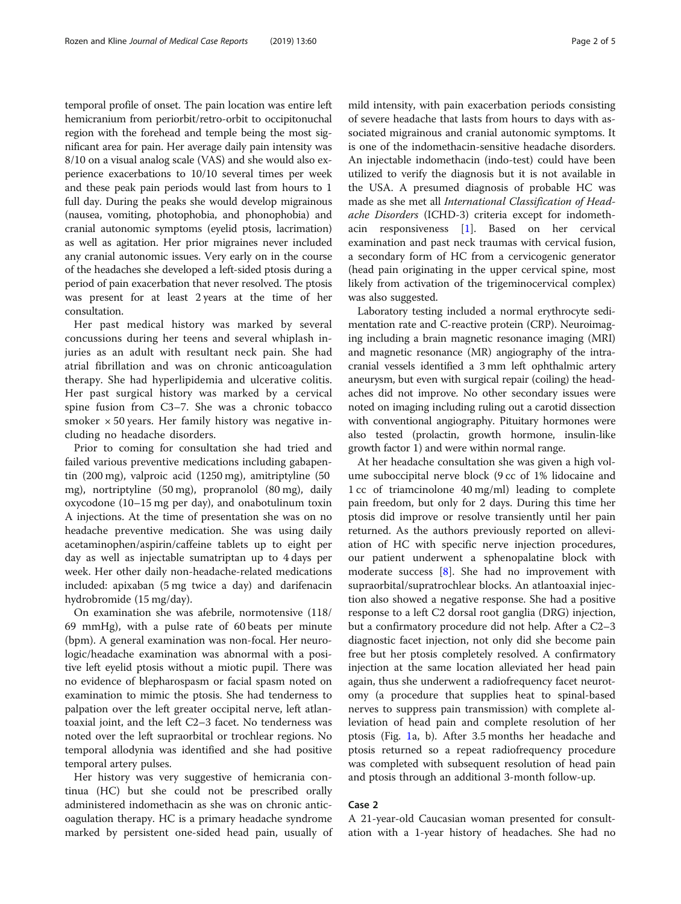temporal profile of onset. The pain location was entire left hemicranium from periorbit/retro-orbit to occipitonuchal region with the forehead and temple being the most significant area for pain. Her average daily pain intensity was 8/10 on a visual analog scale (VAS) and she would also experience exacerbations to 10/10 several times per week and these peak pain periods would last from hours to 1 full day. During the peaks she would develop migrainous (nausea, vomiting, photophobia, and phonophobia) and cranial autonomic symptoms (eyelid ptosis, lacrimation) as well as agitation. Her prior migraines never included any cranial autonomic issues. Very early on in the course of the headaches she developed a left-sided ptosis during a period of pain exacerbation that never resolved. The ptosis was present for at least 2 years at the time of her consultation.

Her past medical history was marked by several concussions during her teens and several whiplash injuries as an adult with resultant neck pain. She had atrial fibrillation and was on chronic anticoagulation therapy. She had hyperlipidemia and ulcerative colitis. Her past surgical history was marked by a cervical spine fusion from C3–7. She was a chronic tobacco smoker × 50 years. Her family history was negative including no headache disorders.

Prior to coming for consultation she had tried and failed various preventive medications including gabapentin (200 mg), valproic acid (1250 mg), amitriptyline (50 mg), nortriptyline (50 mg), propranolol (80 mg), daily oxycodone (10–15 mg per day), and onabotulinum toxin A injections. At the time of presentation she was on no headache preventive medication. She was using daily acetaminophen/aspirin/caffeine tablets up to eight per day as well as injectable sumatriptan up to 4 days per week. Her other daily non-headache-related medications included: apixaban (5 mg twice a day) and darifenacin hydrobromide (15 mg/day).

On examination she was afebrile, normotensive (118/69 mmHg), with a pulse rate of 60 beats per minute (bpm). A general examination was non-focal. Her neurologic/headache examination was abnormal with a positive left eyelid ptosis without a miotic pupil. There was no evidence of blepharospasm or facial spasm noted on examination to mimic the ptosis. She had tenderness to palpation over the left greater occipital nerve, left atlantoaxial joint, and the left C2–3 facet. No tenderness was noted over the left supraorbital or trochlear regions. No temporal allodynia was identified and she had positive temporal artery pulses.

Her history was very suggestive of hemicrania continua (HC) but she could not be prescribed orally administered indomethacin as she was on chronic anticoagulation therapy. HC is a primary headache syndrome marked by persistent one-sided head pain, usually of mild intensity, with pain exacerbation periods consisting of severe headache that lasts from hours to days with associated migrainous and cranial autonomic symptoms. It is one of the indomethacin-sensitive headache disorders. An injectable indomethacin (indo-test) could have been utilized to verify the diagnosis but it is not available in the USA. A presumed diagnosis of probable HC was made as she met all *International Classification of Headache Disorders* (ICHD-3) criteria except for indomethacin responsiveness [1]. Based on her cervical examination and past neck traumas with cervical fusion, a secondary form of HC from a cervicogenic generator (head pain originating in the upper cervical spine, most likely from activation of the trigeminocervical complex) was also suggested.

Laboratory testing included a normal erythrocyte sedimentation rate and C-reactive protein (CRP). Neuroimaging including a brain magnetic resonance imaging (MRI) and magnetic resonance (MR) angiography of the intracranial vessels identified a 3 mm left ophthalmic artery aneurysm, but even with surgical repair (coiling) the headaches did not improve. No other secondary issues were noted on imaging including ruling out a carotid dissection with conventional angiography. Pituitary hormones were also tested (prolactin, growth hormone, insulin-like growth factor 1) and were within normal range.

At her headache consultation she was given a high volume suboccipital nerve block (9 cc of 1% lidocaine and 1 cc of triamcinolone 40 mg/ml) leading to complete pain freedom, but only for 2 days. During this time her ptosis did improve or resolve transiently until her pain returned. As the authors previously reported on alleviation of HC with specific nerve injection procedures, our patient underwent a sphenopalatine block with moderate success [8]. She had no improvement with supraorbital/supratrochlear blocks. An atlantoaxial injection also showed a negative response. She had a positive response to a left C2 dorsal root ganglia (DRG) injection, but a confirmatory procedure did not help. After a C2–3 diagnostic facet injection, not only did she become pain free but her ptosis completely resolved. A confirmatory injection at the same location alleviated her head pain again, thus she underwent a radiofrequency facet neurotomy (a procedure that supplies heat to spinal-based nerves to suppress pain transmission) with complete alleviation of head pain and complete resolution of her ptosis (Fig. 1a, b). After 3.5 months her headache and ptosis returned so a repeat radiofrequency procedure was completed with subsequent resolution of head pain and ptosis through an additional 3-month follow-up.

## Case 2

A 21-year-old Caucasian woman presented for consultation with a 1-year history of headaches. She had no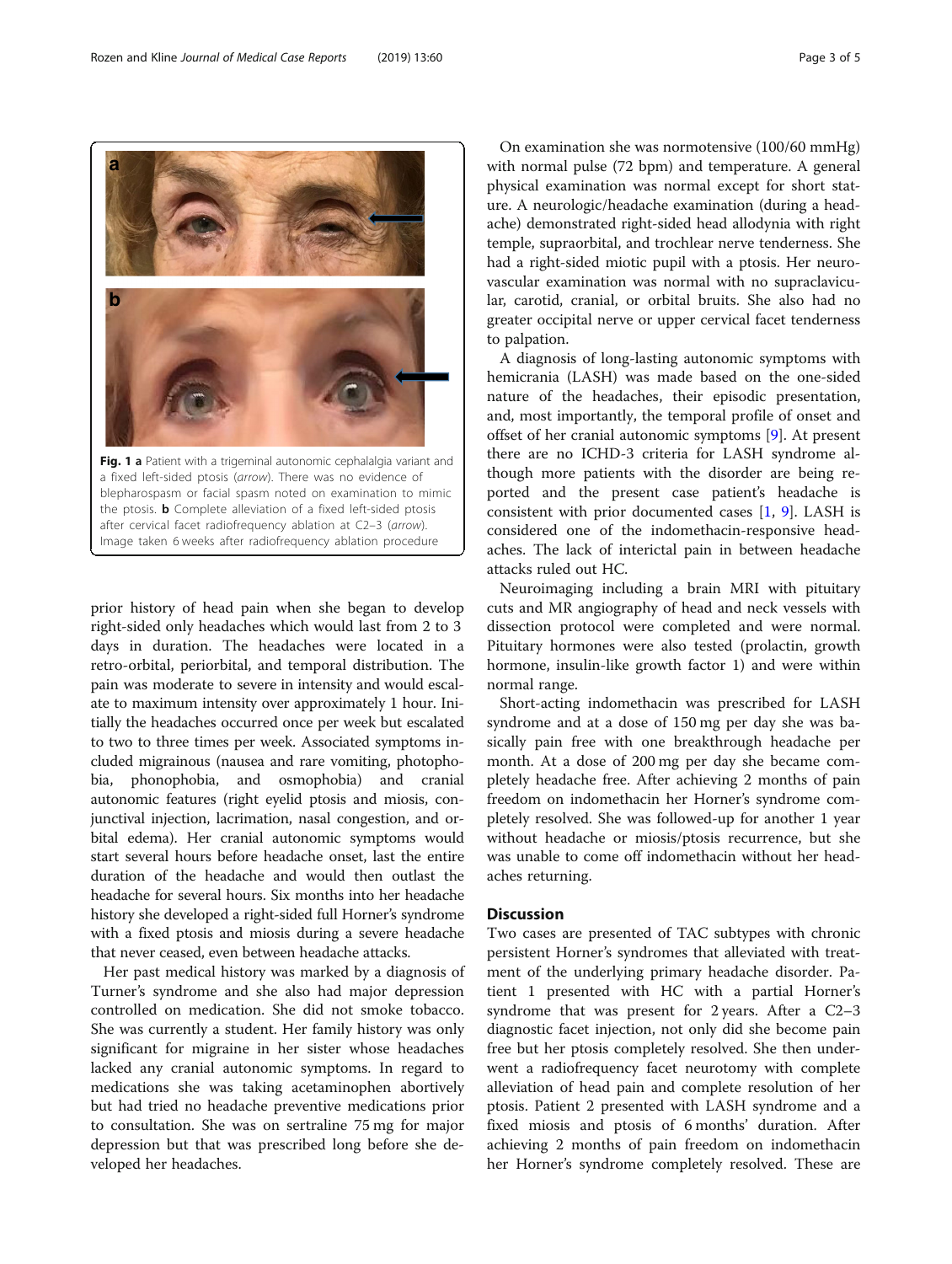Fig. 1 **a** Patient with a trigeminal autonomic cephalalgia variant and a fixed left-sided ptosis (*arrow*). There was no evidence of blepharospasm or facial spasm noted on examination to mimic the ptosis. **b** Complete alleviation of a fixed left-sided ptosis after cervical facet radiofrequency ablation at C2–3 (*arrow*). Image taken 6 weeks after radiofrequency ablation procedure

prior history of head pain when she began to develop right-sided only headaches which would last from 2 to 3 days in duration. The headaches were located in a retro-orbital, periorbital, and temporal distribution. The pain was moderate to severe in intensity and would escalate to maximum intensity over approximately 1 hour. Initially the headaches occurred once per week but escalated to two to three times per week. Associated symptoms included migrainous (nausea and rare vomiting, photophobia, phonophobia, and osmophobia) and cranial autonomic features (right eyelid ptosis and miosis, conjunctival injection, lacrimation, nasal congestion, and orbital edema). Her cranial autonomic symptoms would start several hours before headache onset, last the entire duration of the headache and would then outlast the headache for several hours. Six months into her headache history she developed a right-sided full Horner's syndrome with a fixed ptosis and miosis during a severe headache that never ceased, even between headache attacks.

Her past medical history was marked by a diagnosis of Turner's syndrome and she also had major depression controlled on medication. She did not smoke tobacco. She was currently a student. Her family history was only significant for migraine in her sister whose headaches lacked any cranial autonomic symptoms. In regard to medications she was taking acetaminophen abortively but had tried no headache preventive medications prior to consultation. She was on sertraline 75 mg for major depression but that was prescribed long before she developed her headaches.

On examination she was normotensive (100/60 mmHg) with normal pulse (72 bpm) and temperature. A general physical examination was normal except for short stature. A neurologic/headache examination (during a headache) demonstrated right-sided head allodynia with right temple, supraorbital, and trochlear nerve tenderness. She had a right-sided miotic pupil with a ptosis. Her neurovascular examination was normal with no supraclavicular, carotid, cranial, or orbital bruits. She also had no greater occipital nerve or upper cervical facet tenderness to palpation.

A diagnosis of long-lasting autonomic symptoms with hemicrania (LASH) was made based on the one-sided nature of the headaches, their episodic presentation, and, most importantly, the temporal profile of onset and offset of her cranial autonomic symptoms [9]. At present there are no ICHD-3 criteria for LASH syndrome although more patients with the disorder are being reported and the present case patient's headache is consistent with prior documented cases [1, 9]. LASH is considered one of the indomethacin-responsive headaches. The lack of interictal pain in between headache attacks ruled out HC.

Neuroimaging including a brain MRI with pituitary cuts and MR angiography of head and neck vessels with dissection protocol were completed and were normal. Pituitary hormones were also tested (prolactin, growth hormone, insulin-like growth factor 1) and were within normal range.

Short-acting indomethacin was prescribed for LASH syndrome and at a dose of 150 mg per day she was basically pain free with one breakthrough headache per month. At a dose of 200 mg per day she became completely headache free. After achieving 2 months of pain freedom on indomethacin her Horner's syndrome completely resolved. She was followed-up for another 1 year without headache or miosis/ptosis recurrence, but she was unable to come off indomethacin without her headaches returning.

## Discussion

Two cases are presented of TAC subtypes with chronic persistent Horner's syndromes that alleviated with treatment of the underlying primary headache disorder. Patient 1 presented with HC with a partial Horner's syndrome that was present for 2 years. After a C2–3 diagnostic facet injection, not only did she become pain free but her ptosis completely resolved. She then underwent a radiofrequency facet neurotomy with complete alleviation of head pain and complete resolution of her ptosis. Patient 2 presented with LASH syndrome and a fixed miosis and ptosis of 6 months' duration. After achieving 2 months of pain freedom on indomethacin her Horner's syndrome completely resolved. These are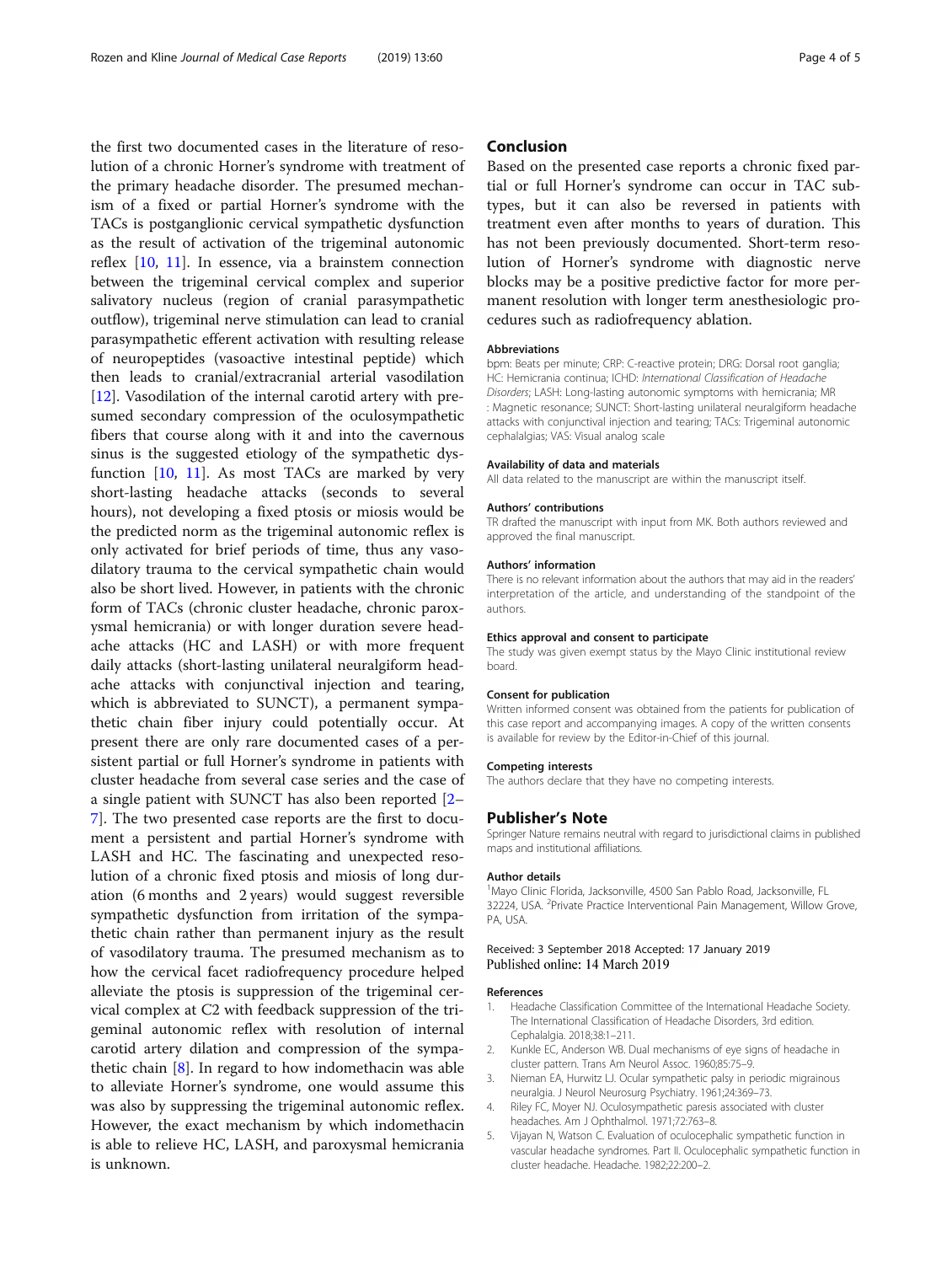the first two documented cases in the literature of resolution of a chronic Horner's syndrome with treatment of the primary headache disorder. The presumed mechanism of a fixed or partial Horner's syndrome with the TACs is postganglionic cervical sympathetic dysfunction as the result of activation of the trigeminal autonomic reflex [10, 11]. In essence, via a brainstem connection between the trigeminal cervical complex and superior salivatory nucleus (region of cranial parasympathetic outflow), trigeminal nerve stimulation can lead to cranial parasympathetic efferent activation with resulting release of neuropeptides (vasoactive intestinal peptide) which then leads to cranial/extracranial arterial vasodilation [12]. Vasodilation of the internal carotid artery with presumed secondary compression of the oculosympathetic fibers that course along with it and into the cavernous sinus is the suggested etiology of the sympathetic dysfunction [10, 11]. As most TACs are marked by very short-lasting headache attacks (seconds to several hours), not developing a fixed ptosis or miosis would be the predicted norm as the trigeminal autonomic reflex is only activated for brief periods of time, thus any vasodilatory trauma to the cervical sympathetic chain would also be short lived. However, in patients with the chronic form of TACs (chronic cluster headache, chronic paroxysmal hemicrania) or with longer duration severe headache attacks (HC and LASH) or with more frequent daily attacks (short-lasting unilateral neuralgiform headache attacks with conjunctival injection and tearing, which is abbreviated to SUNCT), a permanent sympathetic chain fiber injury could potentially occur. At present there are only rare documented cases of a persistent partial or full Horner's syndrome in patients with cluster headache from several case series and the case of a single patient with SUNCT has also been reported [2–7]. The two presented case reports are the first to document a persistent and partial Horner's syndrome with LASH and HC. The fascinating and unexpected resolution of a chronic fixed ptosis and miosis of long duration (6 months and 2 years) would suggest reversible sympathetic dysfunction from irritation of the sympathetic chain rather than permanent injury as the result of vasodilatory trauma. The presumed mechanism as to how the cervical facet radiofrequency procedure helped alleviate the ptosis is suppression of the trigeminal cervical complex at C2 with feedback suppression of the trigeminal autonomic reflex with resolution of internal carotid artery dilation and compression of the sympathetic chain [8]. In regard to how indomethacin was able to alleviate Horner's syndrome, one would assume this was also by suppressing the trigeminal autonomic reflex. However, the exact mechanism by which indomethacin is able to relieve HC, LASH, and paroxysmal hemicrania is unknown.

## Conclusion

Based on the presented case reports a chronic fixed partial or full Horner's syndrome can occur in TAC subtypes, but it can also be reversed in patients with treatment even after months to years of duration. This has not been previously documented. Short-term resolution of Horner's syndrome with diagnostic nerve blocks may be a positive predictive factor for more permanent resolution with longer term anesthesiologic procedures such as radiofrequency ablation.

### Abbreviations

bpm: Beats per minute; CRP: C-reactive protein; DRG: Dorsal root ganglia; HC: Hemicrania continua; ICHD: *International Classification of Headache Disorders*; LASH: Long-lasting autonomic symptoms with hemicrania; MR : Magnetic resonance; SUNCT: Short-lasting unilateral neuralgiform headache attacks with conjunctival injection and tearing; TACs: Trigeminal autonomic cephalalgias; VAS: Visual analog scale

### Availability of data and materials

All data related to the manuscript are within the manuscript itself.

### Authors' contributions

TR drafted the manuscript with input from MK. Both authors reviewed and approved the final manuscript.

### Authors' information

There is no relevant information about the authors that may aid in the readers' interpretation of the article, and understanding of the standpoint of the authors.

### Ethics approval and consent to participate

The study was given exempt status by the Mayo Clinic institutional review board.

### Consent for publication

Written informed consent was obtained from the patients for publication of this case report and accompanying images. A copy of the written consents is available for review by the Editor-in-Chief of this journal.

### Competing interests

The authors declare that they have no competing interests.

## Publisher's Note

Springer Nature remains neutral with regard to jurisdictional claims in published maps and institutional affiliations.

### Author details

[1]Mayo Clinic Florida, Jacksonville, 4500 San Pablo Road, Jacksonville, FL 32224, USA. [2]Private Practice Interventional Pain Management, Willow Grove, PA, USA.

Received: 3 September 2018 Accepted: 17 January 2019
Published online: 14 March 2019

### References

1. Headache Classification Committee of the International Headache Society. The International Classification of Headache Disorders, 3rd edition. Cephalalgia. 2018;38:1–211.
2. Kunkle EC, Anderson WB. Dual mechanisms of eye signs of headache in cluster pattern. Trans Am Neurol Assoc. 1960;85:75–9.
3. Nieman EA, Hurwitz LJ. Ocular sympathetic palsy in periodic migrainous neuralgia. J Neurol Neurosurg Psychiatry. 1961;24:369–73.
4. Riley FC, Moyer NJ. Oculosympathetic paresis associated with cluster headaches. Am J Ophthalmol. 1971;72:763–8.
5. Vijayan N, Watson C. Evaluation of oculocephalic sympathetic function in vascular headache syndromes. Part II. Oculocephalic sympathetic function in cluster headache. Headache. 1982;22:200–2.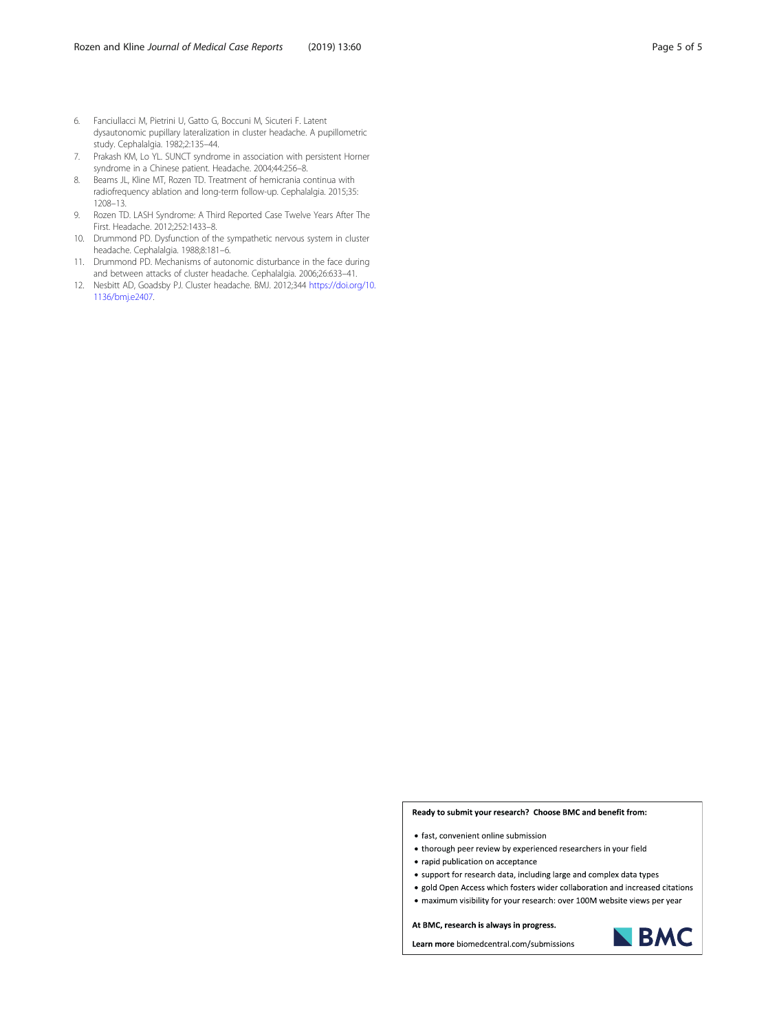6. Fanciullacci M, Pietrini U, Gatto G, Boccuni M, Sicuteri F. Latent dysautonomic pupillary lateralization in cluster headache. A pupillometric study. Cephalalgia. 1982;2:135–44.
7. Prakash KM, Lo YL. SUNCT syndrome in association with persistent Horner syndrome in a Chinese patient. Headache. 2004;44:256–8.
8. Beams JL, Kline MT, Rozen TD. Treatment of hemicrania continua with radiofrequency ablation and long-term follow-up. Cephalalgia. 2015;35:1208–13.
9. Rozen TD. LASH Syndrome: A Third Reported Case Twelve Years After The First. Headache. 2012;252:1433–8.
10. Drummond PD. Dysfunction of the sympathetic nervous system in cluster headache. Cephalalgia. 1988;8:181–6.
11. Drummond PD. Mechanisms of autonomic disturbance in the face during and between attacks of cluster headache. Cephalalgia. 2006;26:633–41.
12. Nesbitt AD, Goadsby PJ. Cluster headache. BMJ. 2012;344 https://doi.org/10.1136/bmj.e2407.

**Ready to submit your research? Choose BMC and benefit from:**

- fast, convenient online submission
- thorough peer review by experienced researchers in your field
- rapid publication on acceptance
- support for research data, including large and complex data types
- gold Open Access which fosters wider collaboration and increased citations
- maximum visibility for your research: over 100M website views per year

**At BMC, research is always in progress.**

**Learn more** biomedcentral.com/submissions

BMC